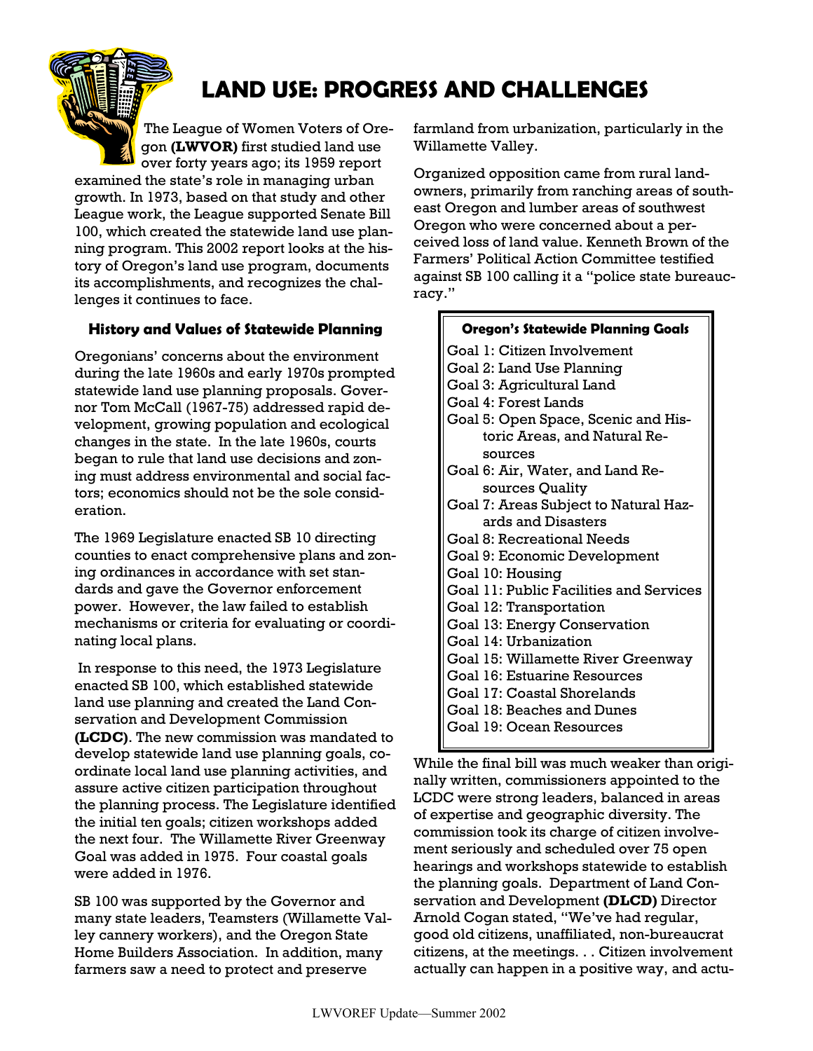# LAND USE: PROGRESS AND CHALLENGES

The League of Women Voters of Oregon **(LWVOR)** first studied land use over forty years ago; its 1959 report examined the state's role in managing urban growth. In 1973, based on that study and other League work, the League supported Senate Bill 100, which created the statewide land use planning program. This 2002 report looks at the history of Oregon's land use program, documents its accomplishments, and recognizes the challenges it continues to face.

### History and Values of Statewide Planning

Oregonians' concerns about the environment during the late 1960s and early 1970s prompted statewide land use planning proposals. Governor Tom McCall (1967-75) addressed rapid development, growing population and ecological changes in the state. In the late 1960s, courts began to rule that land use decisions and zoning must address environmental and social factors; economics should not be the sole consideration.

The 1969 Legislature enacted SB 10 directing counties to enact comprehensive plans and zoning ordinances in accordance with set standards and gave the Governor enforcement power. However, the law failed to establish mechanisms or criteria for evaluating or coordinating local plans.

In response to this need, the 1973 Legislature enacted SB 100, which established statewide land use planning and created the Land Conservation and Development Commission **(LCDC)**. The new commission was mandated to develop statewide land use planning goals, coordinate local land use planning activities, and assure active citizen participation throughout the planning process. The Legislature identified the initial ten goals; citizen workshops added the next four. The Willamette River Greenway Goal was added in 1975. Four coastal goals were added in 1976.

SB 100 was supported by the Governor and many state leaders, Teamsters (Willamette Valley cannery workers), and the Oregon State Home Builders Association. In addition, many farmers saw a need to protect and preserve farmland from urbanization, particularly in the Willamette Valley.

Organized opposition came from rural landowners, primarily from ranching areas of southeast Oregon and lumber areas of southwest Oregon who were concerned about a perceived loss of land value. Kenneth Brown of the Farmers' Political Action Committee testified against SB 100 calling it a "police state bureaucracy."

> **Oregon's Statewide Planning Goals**
>
> Goal 1: Citizen Involvement
> Goal 2: Land Use Planning
> Goal 3: Agricultural Land
> Goal 4: Forest Lands
> Goal 5: Open Space, Scenic and Historic Areas, and Natural Resources
> Goal 6: Air, Water, and Land Resources Quality
> Goal 7: Areas Subject to Natural Hazards and Disasters
> Goal 8: Recreational Needs
> Goal 9: Economic Development
> Goal 10: Housing
> Goal 11: Public Facilities and Services
> Goal 12: Transportation
> Goal 13: Energy Conservation
> Goal 14: Urbanization
> Goal 15: Willamette River Greenway
> Goal 16: Estuarine Resources
> Goal 17: Coastal Shorelands
> Goal 18: Beaches and Dunes
> Goal 19: Ocean Resources

While the final bill was much weaker than originally written, commissioners appointed to the LCDC were strong leaders, balanced in areas of expertise and geographic diversity. The commission took its charge of citizen involvement seriously and scheduled over 75 open hearings and workshops statewide to establish the planning goals. Department of Land Conservation and Development **(DLCD)** Director Arnold Cogan stated, "We've had regular, good old citizens, unaffiliated, non-bureaucrat citizens, at the meetings. . . Citizen involvement actually can happen in a positive way, and actu-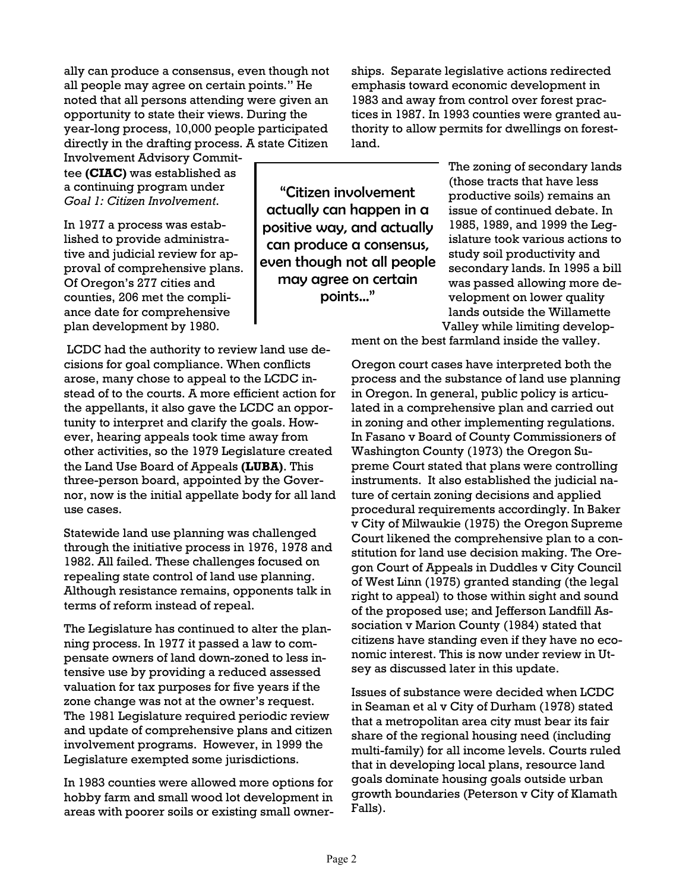ally can produce a consensus, even though not all people may agree on certain points." He noted that all persons attending were given an opportunity to state their views. During the year-long process, 10,000 people participated directly in the drafting process. A state Citizen Involvement Advisory Committee **(CIAC)** was established as a continuing program under *Goal 1: Citizen Involvement*.

In 1977 a process was established to provide administrative and judicial review for approval of comprehensive plans. Of Oregon's 277 cities and counties, 206 met the compliance date for comprehensive plan development by 1980.

> "Citizen involvement actually can happen in a positive way, and actually can produce a consensus, even though not all people may agree on certain points..."

LCDC had the authority to review land use decisions for goal compliance. When conflicts arose, many chose to appeal to the LCDC instead of to the courts. A more efficient action for the appellants, it also gave the LCDC an opportunity to interpret and clarify the goals. However, hearing appeals took time away from other activities, so the 1979 Legislature created the Land Use Board of Appeals **(LUBA)**. This three-person board, appointed by the Governor, now is the initial appellate body for all land use cases.

Statewide land use planning was challenged through the initiative process in 1976, 1978 and 1982. All failed. These challenges focused on repealing state control of land use planning. Although resistance remains, opponents talk in terms of reform instead of repeal.

The Legislature has continued to alter the planning process. In 1977 it passed a law to compensate owners of land down-zoned to less intensive use by providing a reduced assessed valuation for tax purposes for five years if the zone change was not at the owner's request. The 1981 Legislature required periodic review and update of comprehensive plans and citizen involvement programs. However, in 1999 the Legislature exempted some jurisdictions.

In 1983 counties were allowed more options for hobby farm and small wood lot development in areas with poorer soils or existing small ownerships. Separate legislative actions redirected emphasis toward economic development in 1983 and away from control over forest practices in 1987. In 1993 counties were granted authority to allow permits for dwellings on forestland.

The zoning of secondary lands (those tracts that have less productive soils) remains an issue of continued debate. In 1985, 1989, and 1999 the Legislature took various actions to study soil productivity and secondary lands. In 1995 a bill was passed allowing more development on lower quality lands outside the Willamette Valley while limiting development on the best farmland inside the valley.

Oregon court cases have interpreted both the process and the substance of land use planning in Oregon. In general, public policy is articulated in a comprehensive plan and carried out in zoning and other implementing regulations. In Fasano v Board of County Commissioners of Washington County (1973) the Oregon Supreme Court stated that plans were controlling instruments. It also established the judicial nature of certain zoning decisions and applied procedural requirements accordingly. In Baker v City of Milwaukie (1975) the Oregon Supreme Court likened the comprehensive plan to a constitution for land use decision making. The Oregon Court of Appeals in Duddles v City Council of West Linn (1975) granted standing (the legal right to appeal) to those within sight and sound of the proposed use; and Jefferson Landfill Association v Marion County (1984) stated that citizens have standing even if they have no economic interest. This is now under review in Utsey as discussed later in this update.

Issues of substance were decided when LCDC in Seaman et al v City of Durham (1978) stated that a metropolitan area city must bear its fair share of the regional housing need (including multi-family) for all income levels. Courts ruled that in developing local plans, resource land goals dominate housing goals outside urban growth boundaries (Peterson v City of Klamath Falls).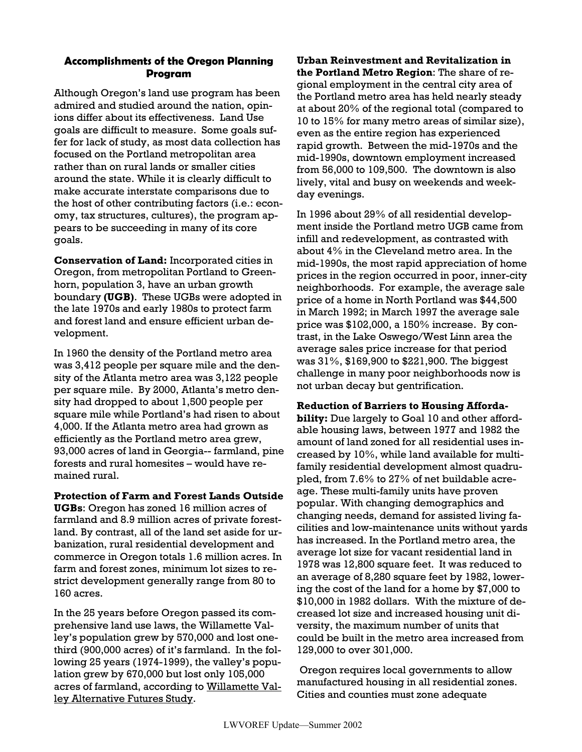## Accomplishments of the Oregon Planning Program

Although Oregon's land use program has been admired and studied around the nation, opinions differ about its effectiveness. Land Use goals are difficult to measure. Some goals suffer for lack of study, as most data collection has focused on the Portland metropolitan area rather than on rural lands or smaller cities around the state. While it is clearly difficult to make accurate interstate comparisons due to the host of other contributing factors (i.e.: economy, tax structures, cultures), the program appears to be succeeding in many of its core goals.

**Conservation of Land:** Incorporated cities in Oregon, from metropolitan Portland to Greenhorn, population 3, have an urban growth boundary **(UGB)**. These UGBs were adopted in the late 1970s and early 1980s to protect farm and forest land and ensure efficient urban development.

In 1960 the density of the Portland metro area was 3,412 people per square mile and the density of the Atlanta metro area was 3,122 people per square mile. By 2000, Atlanta's metro density had dropped to about 1,500 people per square mile while Portland's had risen to about 4,000. If the Atlanta metro area had grown as efficiently as the Portland metro area grew, 93,000 acres of land in Georgia-- farmland, pine forests and rural homesites – would have remained rural.

**Protection of Farm and Forest Lands Outside UGBs**: Oregon has zoned 16 million acres of farmland and 8.9 million acres of private forestland. By contrast, all of the land set aside for urbanization, rural residential development and commerce in Oregon totals 1.6 million acres. In farm and forest zones, minimum lot sizes to restrict development generally range from 80 to 160 acres.

In the 25 years before Oregon passed its comprehensive land use laws, the Willamette Valley's population grew by 570,000 and lost one-third (900,000 acres) of it's farmland. In the following 25 years (1974-1999), the valley's population grew by 670,000 but lost only 105,000 acres of farmland, according to Willamette Valley Alternative Futures Study.

**Urban Reinvestment and Revitalization in the Portland Metro Region**: The share of regional employment in the central city area of the Portland metro area has held nearly steady at about 20% of the regional total (compared to 10 to 15% for many metro areas of similar size), even as the entire region has experienced rapid growth. Between the mid-1970s and the mid-1990s, downtown employment increased from 56,000 to 109,500. The downtown is also lively, vital and busy on weekends and weekday evenings.

In 1996 about 29% of all residential development inside the Portland metro UGB came from infill and redevelopment, as contrasted with about 4% in the Cleveland metro area. In the mid-1990s, the most rapid appreciation of home prices in the region occurred in poor, inner-city neighborhoods. For example, the average sale price of a home in North Portland was $44,500 in March 1992; in March 1997 the average sale price was $102,000, a 150% increase. By contrast, in the Lake Oswego/West Linn area the average sales price increase for that period was 31%, $169,900 to $221,900. The biggest challenge in many poor neighborhoods now is not urban decay but gentrification.

**Reduction of Barriers to Housing Affordability:** Due largely to Goal 10 and other affordable housing laws, between 1977 and 1982 the amount of land zoned for all residential uses increased by 10%, while land available for multi-family residential development almost quadrupled, from 7.6% to 27% of net buildable acreage. These multi-family units have proven popular. With changing demographics and changing needs, demand for assisted living facilities and low-maintenance units without yards has increased. In the Portland metro area, the average lot size for vacant residential land in 1978 was 12,800 square feet. It was reduced to an average of 8,280 square feet by 1982, lowering the cost of the land for a home by $7,000 to $10,000 in 1982 dollars. With the mixture of decreased lot size and increased housing unit diversity, the maximum number of units that could be built in the metro area increased from 129,000 to over 301,000.

Oregon requires local governments to allow manufactured housing in all residential zones. Cities and counties must zone adequate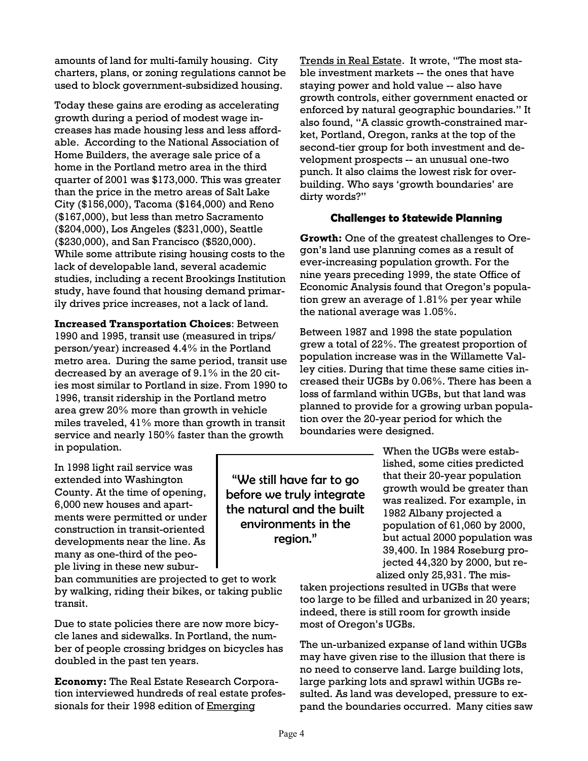amounts of land for multi-family housing. City charters, plans, or zoning regulations cannot be used to block government-subsidized housing.

Today these gains are eroding as accelerating growth during a period of modest wage increases has made housing less and less affordable. According to the National Association of Home Builders, the average sale price of a home in the Portland metro area in the third quarter of 2001 was $173,000. This was greater than the price in the metro areas of Salt Lake City ($156,000), Tacoma ($164,000) and Reno ($167,000), but less than metro Sacramento ($204,000), Los Angeles ($231,000), Seattle ($230,000), and San Francisco ($520,000). While some attribute rising housing costs to the lack of developable land, several academic studies, including a recent Brookings Institution study, have found that housing demand primarily drives price increases, not a lack of land.

**Increased Transportation Choices**: Between 1990 and 1995, transit use (measured in trips/person/year) increased 4.4% in the Portland metro area. During the same period, transit use decreased by an average of 9.1% in the 20 cities most similar to Portland in size. From 1990 to 1996, transit ridership in the Portland metro area grew 20% more than growth in vehicle miles traveled, 41% more than growth in transit service and nearly 150% faster than the growth in population.

In 1998 light rail service was extended into Washington County. At the time of opening, 6,000 new houses and apartments were permitted or under construction in transit-oriented developments near the line. As many as one-third of the people living in these new suburban communities are projected to get to work by walking, riding their bikes, or taking public transit.

> "We still have far to go before we truly integrate the natural and the built environments in the region."

Due to state policies there are now more bicycle lanes and sidewalks. In Portland, the number of people crossing bridges on bicycles has doubled in the past ten years.

**Economy:** The Real Estate Research Corporation interviewed hundreds of real estate professionals for their 1998 edition of Emerging Trends in Real Estate. It wrote, "The most stable investment markets -- the ones that have staying power and hold value -- also have growth controls, either government enacted or enforced by natural geographic boundaries." It also found, "A classic growth-constrained market, Portland, Oregon, ranks at the top of the second-tier group for both investment and development prospects -- an unusual one-two punch. It also claims the lowest risk for overbuilding. Who says 'growth boundaries' are dirty words?"

### Challenges to Statewide Planning

**Growth:** One of the greatest challenges to Oregon's land use planning comes as a result of ever-increasing population growth. For the nine years preceding 1999, the state Office of Economic Analysis found that Oregon's population grew an average of 1.81% per year while the national average was 1.05%.

Between 1987 and 1998 the state population grew a total of 22%. The greatest proportion of population increase was in the Willamette Valley cities. During that time these same cities increased their UGBs by 0.06%. There has been a loss of farmland within UGBs, but that land was planned to provide for a growing urban population over the 20-year period for which the boundaries were designed.

When the UGBs were established, some cities predicted that their 20-year population growth would be greater than was realized. For example, in 1982 Albany projected a population of 61,060 by 2000, but actual 2000 population was 39,400. In 1984 Roseburg projected 44,320 by 2000, but realized only 25,931. The mistaken projections resulted in UGBs that were too large to be filled and urbanized in 20 years; indeed, there is still room for growth inside most of Oregon's UGBs.

The un-urbanized expanse of land within UGBs may have given rise to the illusion that there is no need to conserve land. Large building lots, large parking lots and sprawl within UGBs resulted. As land was developed, pressure to expand the boundaries occurred. Many cities saw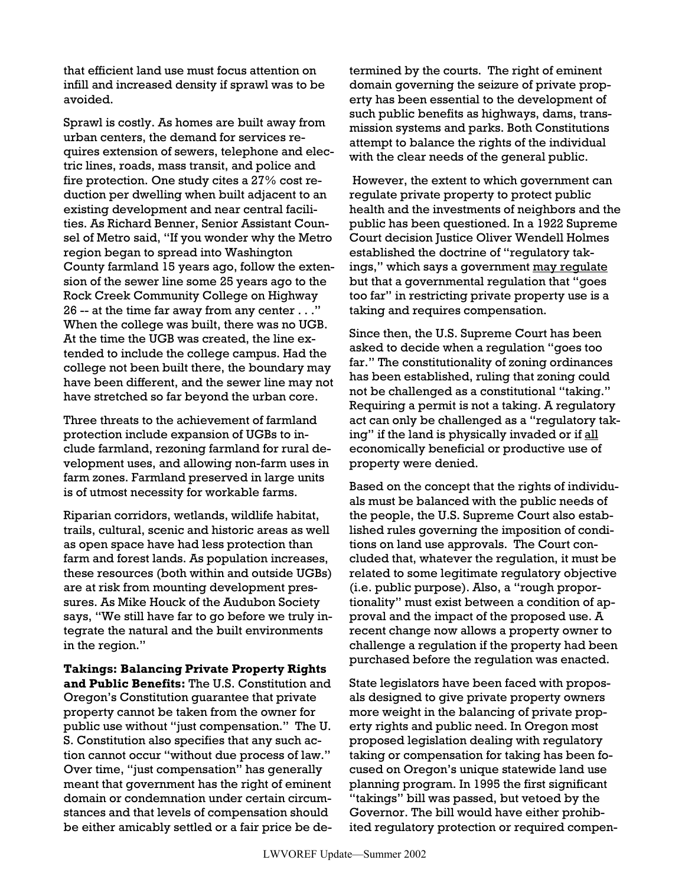that efficient land use must focus attention on infill and increased density if sprawl was to be avoided.

Sprawl is costly. As homes are built away from urban centers, the demand for services requires extension of sewers, telephone and electric lines, roads, mass transit, and police and fire protection. One study cites a 27% cost reduction per dwelling when built adjacent to an existing development and near central facilities. As Richard Benner, Senior Assistant Counsel of Metro said, "If you wonder why the Metro region began to spread into Washington County farmland 15 years ago, follow the extension of the sewer line some 25 years ago to the Rock Creek Community College on Highway 26 -- at the time far away from any center . . ." When the college was built, there was no UGB. At the time the UGB was created, the line extended to include the college campus. Had the college not been built there, the boundary may have been different, and the sewer line may not have stretched so far beyond the urban core.

Three threats to the achievement of farmland protection include expansion of UGBs to include farmland, rezoning farmland for rural development uses, and allowing non-farm uses in farm zones. Farmland preserved in large units is of utmost necessity for workable farms.

Riparian corridors, wetlands, wildlife habitat, trails, cultural, scenic and historic areas as well as open space have had less protection than farm and forest lands. As population increases, these resources (both within and outside UGBs) are at risk from mounting development pressures. As Mike Houck of the Audubon Society says, "We still have far to go before we truly integrate the natural and the built environments in the region."

**Takings: Balancing Private Property Rights and Public Benefits:** The U.S. Constitution and Oregon's Constitution guarantee that private property cannot be taken from the owner for public use without "just compensation." The U. S. Constitution also specifies that any such action cannot occur "without due process of law." Over time, "just compensation" has generally meant that government has the right of eminent domain or condemnation under certain circumstances and that levels of compensation should be either amicably settled or a fair price be determined by the courts. The right of eminent domain governing the seizure of private property has been essential to the development of such public benefits as highways, dams, transmission systems and parks. Both Constitutions attempt to balance the rights of the individual with the clear needs of the general public.

However, the extent to which government can regulate private property to protect public health and the investments of neighbors and the public has been questioned. In a 1922 Supreme Court decision Justice Oliver Wendell Holmes established the doctrine of "regulatory takings," which says a government may regulate but that a governmental regulation that "goes too far" in restricting private property use is a taking and requires compensation.

Since then, the U.S. Supreme Court has been asked to decide when a regulation "goes too far." The constitutionality of zoning ordinances has been established, ruling that zoning could not be challenged as a constitutional "taking." Requiring a permit is not a taking. A regulatory act can only be challenged as a "regulatory taking" if the land is physically invaded or if all economically beneficial or productive use of property were denied.

Based on the concept that the rights of individuals must be balanced with the public needs of the people, the U.S. Supreme Court also established rules governing the imposition of conditions on land use approvals. The Court concluded that, whatever the regulation, it must be related to some legitimate regulatory objective (i.e. public purpose). Also, a "rough proportionality" must exist between a condition of approval and the impact of the proposed use. A recent change now allows a property owner to challenge a regulation if the property had been purchased before the regulation was enacted.

State legislators have been faced with proposals designed to give private property owners more weight in the balancing of private property rights and public need. In Oregon most proposed legislation dealing with regulatory taking or compensation for taking has been focused on Oregon's unique statewide land use planning program. In 1995 the first significant "takings" bill was passed, but vetoed by the Governor. The bill would have either prohibited regulatory protection or required compen-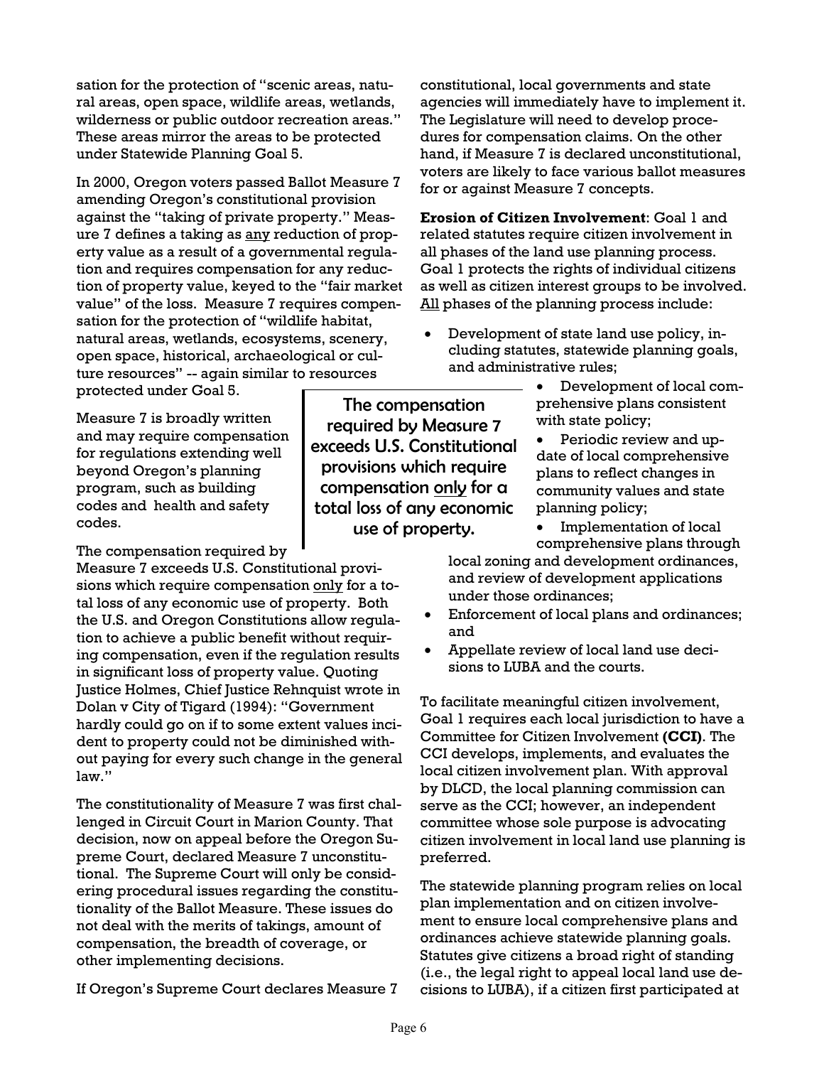sation for the protection of "scenic areas, natural areas, open space, wildlife areas, wetlands, wilderness or public outdoor recreation areas." These areas mirror the areas to be protected under Statewide Planning Goal 5.

In 2000, Oregon voters passed Ballot Measure 7 amending Oregon's constitutional provision against the "taking of private property." Measure 7 defines a taking as <u>any</u> reduction of property value as a result of a governmental regulation and requires compensation for any reduction of property value, keyed to the "fair market value" of the loss. Measure 7 requires compensation for the protection of "wildlife habitat, natural areas, wetlands, ecosystems, scenery, open space, historical, archaeological or culture resources" -- again similar to resources protected under Goal 5.

Measure 7 is broadly written and may require compensation for regulations extending well beyond Oregon's planning program, such as building codes and health and safety codes.

> The compensation required by Measure 7 exceeds U.S. Constitutional provisions which require compensation <u>only</u> for a total loss of any economic use of property.

The compensation required by Measure 7 exceeds U.S. Constitutional provisions which require compensation <u>only</u> for a total loss of any economic use of property. Both the U.S. and Oregon Constitutions allow regulation to achieve a public benefit without requiring compensation, even if the regulation results in significant loss of property value. Quoting Justice Holmes, Chief Justice Rehnquist wrote in Dolan v City of Tigard (1994): "Government hardly could go on if to some extent values incident to property could not be diminished without paying for every such change in the general law."

The constitutionality of Measure 7 was first challenged in Circuit Court in Marion County. That decision, now on appeal before the Oregon Supreme Court, declared Measure 7 unconstitutional. The Supreme Court will only be considering procedural issues regarding the constitutionality of the Ballot Measure. These issues do not deal with the merits of takings, amount of compensation, the breadth of coverage, or other implementing decisions.

If Oregon's Supreme Court declares Measure 7 constitutional, local governments and state agencies will immediately have to implement it. The Legislature will need to develop procedures for compensation claims. On the other hand, if Measure 7 is declared unconstitutional, voters are likely to face various ballot measures for or against Measure 7 concepts.

**Erosion of Citizen Involvement**: Goal 1 and related statutes require citizen involvement in all phases of the land use planning process. Goal 1 protects the rights of individual citizens as well as citizen interest groups to be involved. <u>All</u> phases of the planning process include:

- Development of state land use policy, including statutes, statewide planning goals, and administrative rules;
- Development of local comprehensive plans consistent with state policy;
- Periodic review and update of local comprehensive plans to reflect changes in community values and state planning policy;
- Implementation of local comprehensive plans through local zoning and development ordinances, and review of development applications under those ordinances;
- Enforcement of local plans and ordinances; and
- Appellate review of local land use decisions to LUBA and the courts.

To facilitate meaningful citizen involvement, Goal 1 requires each local jurisdiction to have a Committee for Citizen Involvement **(CCI)**. The CCI develops, implements, and evaluates the local citizen involvement plan. With approval by DLCD, the local planning commission can serve as the CCI; however, an independent committee whose sole purpose is advocating citizen involvement in local land use planning is preferred.

The statewide planning program relies on local plan implementation and on citizen involvement to ensure local comprehensive plans and ordinances achieve statewide planning goals. Statutes give citizens a broad right of standing (i.e., the legal right to appeal local land use decisions to LUBA), if a citizen first participated at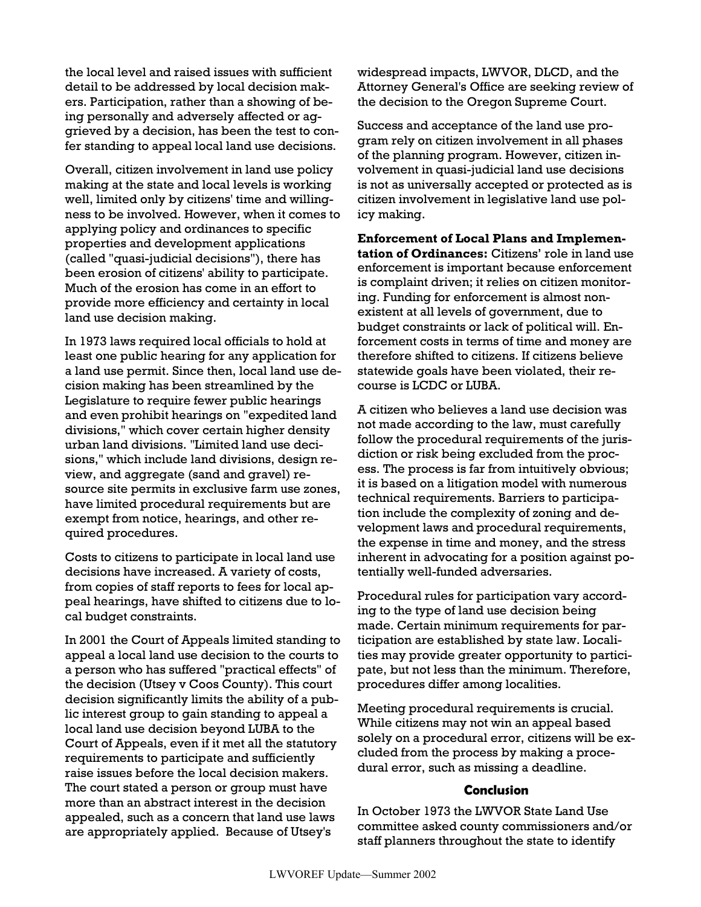the local level and raised issues with sufficient detail to be addressed by local decision makers. Participation, rather than a showing of being personally and adversely affected or aggrieved by a decision, has been the test to confer standing to appeal local land use decisions.

Overall, citizen involvement in land use policy making at the state and local levels is working well, limited only by citizens' time and willingness to be involved. However, when it comes to applying policy and ordinances to specific properties and development applications (called "quasi-judicial decisions"), there has been erosion of citizens' ability to participate. Much of the erosion has come in an effort to provide more efficiency and certainty in local land use decision making.

In 1973 laws required local officials to hold at least one public hearing for any application for a land use permit. Since then, local land use decision making has been streamlined by the Legislature to require fewer public hearings and even prohibit hearings on "expedited land divisions," which cover certain higher density urban land divisions. "Limited land use decisions," which include land divisions, design review, and aggregate (sand and gravel) resource site permits in exclusive farm use zones, have limited procedural requirements but are exempt from notice, hearings, and other required procedures.

Costs to citizens to participate in local land use decisions have increased. A variety of costs, from copies of staff reports to fees for local appeal hearings, have shifted to citizens due to local budget constraints.

In 2001 the Court of Appeals limited standing to appeal a local land use decision to the courts to a person who has suffered "practical effects" of the decision (Utsey v Coos County). This court decision significantly limits the ability of a public interest group to gain standing to appeal a local land use decision beyond LUBA to the Court of Appeals, even if it met all the statutory requirements to participate and sufficiently raise issues before the local decision makers. The court stated a person or group must have more than an abstract interest in the decision appealed, such as a concern that land use laws are appropriately applied. Because of Utsey's widespread impacts, LWVOR, DLCD, and the Attorney General's Office are seeking review of the decision to the Oregon Supreme Court.

Success and acceptance of the land use program rely on citizen involvement in all phases of the planning program. However, citizen involvement in quasi-judicial land use decisions is not as universally accepted or protected as is citizen involvement in legislative land use policy making.

**Enforcement of Local Plans and Implementation of Ordinances:** Citizens' role in land use enforcement is important because enforcement is complaint driven; it relies on citizen monitoring. Funding for enforcement is almost nonexistent at all levels of government, due to budget constraints or lack of political will. Enforcement costs in terms of time and money are therefore shifted to citizens. If citizens believe statewide goals have been violated, their recourse is LCDC or LUBA.

A citizen who believes a land use decision was not made according to the law, must carefully follow the procedural requirements of the jurisdiction or risk being excluded from the process. The process is far from intuitively obvious; it is based on a litigation model with numerous technical requirements. Barriers to participation include the complexity of zoning and development laws and procedural requirements, the expense in time and money, and the stress inherent in advocating for a position against potentially well-funded adversaries.

Procedural rules for participation vary according to the type of land use decision being made. Certain minimum requirements for participation are established by state law. Localities may provide greater opportunity to participate, but not less than the minimum. Therefore, procedures differ among localities.

Meeting procedural requirements is crucial. While citizens may not win an appeal based solely on a procedural error, citizens will be excluded from the process by making a procedural error, such as missing a deadline.

## Conclusion

In October 1973 the LWVOR State Land Use committee asked county commissioners and/or staff planners throughout the state to identify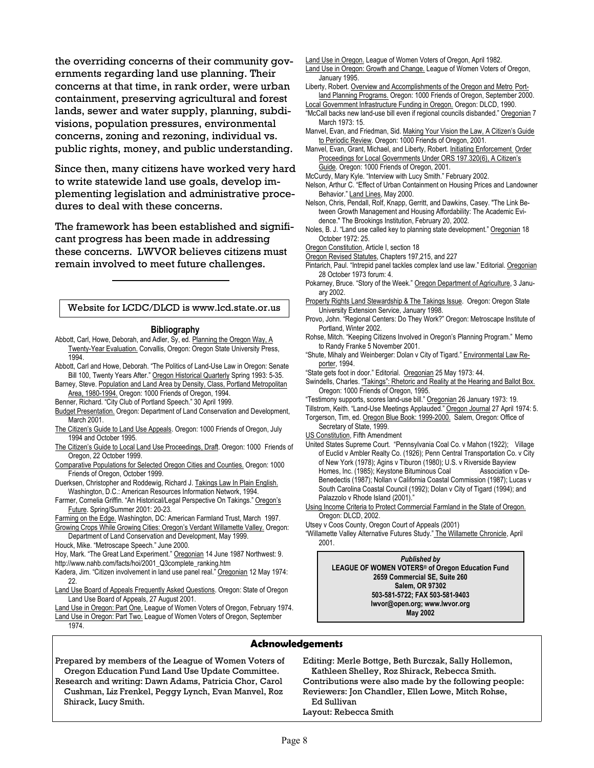the overriding concerns of their community governments regarding land use planning. Their concerns at that time, in rank order, were urban containment, preserving agricultural and forest lands, sewer and water supply, planning, subdivisions, population pressures, environmental concerns, zoning and rezoning, individual vs. public rights, money, and public understanding.

Since then, many citizens have worked very hard to write statewide land use goals, develop implementing legislation and administrative procedures to deal with these concerns.

The framework has been established and significant progress has been made in addressing these concerns. LWVOR believes citizens must remain involved to meet future challenges.

---

Website for LCDC/DLCD is www.lcd.state.or.us

## Bibliography

Abbott, Carl, Howe, Deborah, and Adler, Sy, ed. Planning the Oregon Way, A Twenty-Year Evaluation. Corvallis, Oregon: Oregon State University Press, 1994.

Abbott, Carl and Howe, Deborah. "The Politics of Land-Use Law in Oregon: Senate Bill 100, Twenty Years After." Oregon Historical Quarterly Spring 1993: 5-35.

Barney, Steve. Population and Land Area by Density, Class, Portland Metropolitan Area, 1980-1994. Oregon: 1000 Friends of Oregon, 1994.

Benner, Richard. "City Club of Portland Speech." 30 April 1999.

Budget Presentation. Oregon: Department of Land Conservation and Development, March 2001.

The Citizen's Guide to Land Use Appeals. Oregon: 1000 Friends of Oregon, July 1994 and October 1995.

The Citizen's Guide to Local Land Use Proceedings, Draft. Oregon: 1000 Friends of Oregon, 22 October 1999.

Comparative Populations for Selected Oregon Cities and Counties. Oregon: 1000 Friends of Oregon, October 1999.

Duerksen, Christopher and Roddewig, Richard J. Takings Law In Plain English. Washington, D.C.: American Resources Information Network, 1994.

Farmer, Cornelia Griffin. "An Historical/Legal Perspective On Takings." Oregon's Future. Spring/Summer 2001: 20-23.

Farming on the Edge. Washington, DC: American Farmland Trust, March 1997.

Growing Crops While Growing Cities: Oregon's Verdant Willamette Valley. Oregon: Department of Land Conservation and Development, May 1999.

Houck, Mike. "Metroscape Speech." June 2000.

Hoy, Mark. "The Great Land Experiment." Oregonian 14 June 1987 Northwest: 9.

http://www.nahb.com/facts/hoi/2001_Q3complete_ranking.htm

Kadera, Jim. "Citizen involvement in land use panel real." Oregonian 12 May 1974: 22.

Land Use Board of Appeals Frequently Asked Questions. Oregon: State of Oregon Land Use Board of Appeals, 27 August 2001.

Land Use in Oregon: Part One. League of Women Voters of Oregon, February 1974.

Land Use in Oregon: Part Two. League of Women Voters of Oregon, September 1974.

Land Use in Oregon. League of Women Voters of Oregon, April 1982.

Land Use in Oregon: Growth and Change. League of Women Voters of Oregon, January 1995.

Liberty, Robert. Overview and Accomplishments of the Oregon and Metro Portland Planning Programs. Oregon: 1000 Friends of Oregon, September 2000.

Local Government Infrastructure Funding in Oregon. Oregon: DLCD, 1990.

"McCall backs new land-use bill even if regional councils disbanded." Oregonian 7 March 1973: 15.

Manvel, Evan, and Friedman, Sid. Making Your Vision the Law, A Citizen's Guide to Periodic Review. Oregon: 1000 Friends of Oregon, 2001.

Manvel, Evan, Grant, Michael, and Liberty, Robert. Initiating Enforcement Order Proceedings for Local Governments Under ORS 197.320(6), A Citizen's Guide. Oregon: 1000 Friends of Oregon, 2001.

McCurdy, Mary Kyle. "Interview with Lucy Smith." February 2002.

Nelson, Arthur C. "Effect of Urban Containment on Housing Prices and Landowner Behavior." Land Lines, May 2000.

Nelson, Chris, Pendall, Rolf, Knapp, Gerritt, and Dawkins, Casey. "The Link Between Growth Management and Housing Affordability: The Academic Evidence." The Brookings Institution, February 20, 2002.

Noles, B. J. "Land use called key to planning state development." Oregonian 18 October 1972: 25.

Oregon Constitution, Article I, section 18

Oregon Revised Statutes, Chapters 197,215, and 227

Pintarich, Paul. "Intrepid panel tackles complex land use law." Editorial. Oregonian 28 October 1973 forum: 4.

Pokarney, Bruce. "Story of the Week." Oregon Department of Agriculture, 3 January 2002.

Property Rights Land Stewardship & The Takings Issue. Oregon: Oregon State University Extension Service, January 1998.

Provo, John. "Regional Centers: Do They Work?" Oregon: Metroscape Institute of Portland, Winter 2002.

Rohse, Mitch. "Keeping Citizens Involved in Oregon's Planning Program." Memo to Randy Franke 5 November 2001.

"Shute, Mihaly and Weinberger: Dolan v City of Tigard." Environmental Law Reporter, 1994.

"State gets foot in door." Editorial. Oregonian 25 May 1973: 44.

Swindells, Charles. "Takings": Rhetoric and Reality at the Hearing and Ballot Box. Oregon: 1000 Friends of Oregon, 1995.

"Testimony supports, scores land-use bill." Oregonian 26 January 1973: 19.

Tillstrom, Keith. "Land-Use Meetings Applauded." Oregon Journal 27 April 1974: 5.

Torgerson, Tim, ed. Oregon Blue Book: 1999-2000. Salem, Oregon: Office of Secretary of State, 1999.

US Constitution, Fifth Amendment

United States Supreme Court. "Pennsylvania Coal Co. v Mahon (1922); Village of Euclid v Ambler Realty Co. (1926); Penn Central Transportation Co. v City of New York (1978); Agins v Tiburon (1980); U.S. v Riverside Bayview Homes, Inc. (1985); Keystone Bituminous Coal Association v DeBenedectis (1987); Nollan v California Coastal Commission (1987); Lucas v South Carolina Coastal Council (1992); Dolan v City of Tigard (1994); and Palazzolo v Rhode Island (2001)."

Using Income Criteria to Protect Commercial Farmland in the State of Oregon. Oregon: DLCD, 2002.

Utsey v Coos County, Oregon Court of Appeals (2001)

"Willamette Valley Alternative Futures Study." The Willamette Chronicle, April 2001.

***Published by***
**LEAGUE OF WOMEN VOTERS® of Oregon Education Fund**
**2659 Commercial SE, Suite 260**
**Salem, OR 97302**
**503-581-5722; FAX 503-581-9403**
**lwvor@open.org; www.lwvor.org**
**May 2002**

### Acknowledgements

Prepared by members of the League of Women Voters of Oregon Education Fund Land Use Update Committee.

Research and writing: Dawn Adams, Patricia Chor, Carol Cushman, Liz Frenkel, Peggy Lynch, Evan Manvel, Roz Shirack, Lucy Smith.

Editing: Merle Bottge, Beth Burczak, Sally Hollemon, Kathleen Shelley, Roz Shirack, Rebecca Smith.

Contributions were also made by the following people:

Reviewers: Jon Chandler, Ellen Lowe, Mitch Rohse, Ed Sullivan

Layout: Rebecca Smith